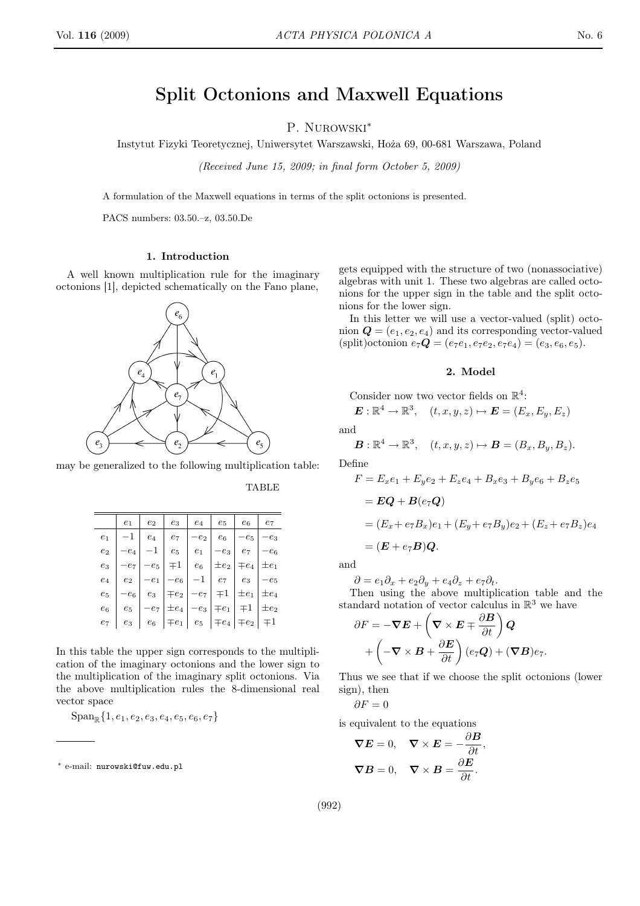# Split Octonions and Maxwell Equations

P. Nurowski[*]

Instytut Fizyki Teoretycznej, Uniwersytet Warszawski, Hoża 69, 00-681 Warszawa, Poland

*(Received June 15, 2009; in final form October 5, 2009)*

A formulation of the Maxwell equations in terms of the split octonions is presented.

PACS numbers: 03.50.–z, 03.50.De

## 1. Introduction

A well known multiplication rule for the imaginary octonions [1], depicted schematically on the Fano plane,

may be generalized to the following multiplication table:

TABLE

|  | $e_1$ | $e_2$ | $e_3$ | $e_4$ | $e_5$ | $e_6$ | $e_7$ |
|---|---|---|---|---|---|---|---|
| $e_1$ | $-1$ | $e_4$ | $e_7$ | $-e_2$ | $e_6$ | $-e_5$ | $-e_3$ |
| $e_2$ | $-e_4$ | $-1$ | $e_5$ | $e_1$ | $-e_3$ | $e_7$ | $-e_6$ |
| $e_3$ | $-e_7$ | $-e_5$ | $\mp 1$ | $e_6$ | $\pm e_2$ | $\mp e_4$ | $\pm e_1$ |
| $e_4$ | $e_2$ | $-e_1$ | $-e_6$ | $-1$ | $e_7$ | $e_3$ | $-e_5$ |
| $e_5$ | $-e_6$ | $e_3$ | $\mp e_2$ | $-e_7$ | $\mp 1$ | $\pm e_1$ | $\pm e_4$ |
| $e_6$ | $e_5$ | $-e_7$ | $\pm e_4$ | $-e_3$ | $\mp e_1$ | $\mp 1$ | $\pm e_2$ |
| $e_7$ | $e_3$ | $e_6$ | $\mp e_1$ | $e_5$ | $\mp e_4$ | $\mp e_2$ | $\mp 1$ |

In this table the upper sign corresponds to the multiplication of the imaginary octonions and the lower sign to the multiplication of the imaginary split octonions. Via the above multiplication rules the 8-dimensional real vector space

$\mathrm{Span}_{\mathbb{R}}\{1, e_1, e_2, e_3, e_4, e_5, e_6, e_7\}$

gets equipped with the structure of two (nonassociative) algebras with unit 1. These two algebras are called octonions for the upper sign in the table and the split octonions for the lower sign.

In this letter we will use a vector-valued (split) octonion $\boldsymbol{Q} = (e_1, e_2, e_4)$ and its corresponding vector-valued (split)octonion $e_7\boldsymbol{Q} = (e_7e_1, e_7e_2, e_7e_4) = (e_3, e_6, e_5)$.

## 2. Model

Consider now two vector fields on $\mathbb{R}^4$:

$$\boldsymbol{E} : \mathbb{R}^4 \to \mathbb{R}^3, \quad (t, x, y, z) \mapsto \boldsymbol{E} = (E_x, E_y, E_z)$$

and

$$\boldsymbol{B} : \mathbb{R}^4 \to \mathbb{R}^3, \quad (t, x, y, z) \mapsto \boldsymbol{B} = (B_x, B_y, B_z).$$

Define

$$\begin{aligned} F &= E_x e_1 + E_y e_2 + E_z e_4 + B_x e_3 + B_y e_6 + B_z e_5 \\ &= \boldsymbol{E}\boldsymbol{Q} + \boldsymbol{B}(e_7\boldsymbol{Q}) \\ &= (E_x + e_7 B_x)e_1 + (E_y + e_7 B_y)e_2 + (E_z + e_7 B_z)e_4 \\ &= (\boldsymbol{E} + e_7\boldsymbol{B})\boldsymbol{Q}. \end{aligned}$$

and

$$\partial = e_1\partial_x + e_2\partial_y + e_4\partial_z + e_7\partial_t.$$

Then using the above multiplication table and the standard notation of vector calculus in $\mathbb{R}^3$ we have

$$\begin{aligned} \partial F = &-\boldsymbol{\nabla}\boldsymbol{E} + \left(\boldsymbol{\nabla} \times \boldsymbol{E} \mp \frac{\partial \boldsymbol{B}}{\partial t}\right)\boldsymbol{Q} \\ &+ \left(-\boldsymbol{\nabla} \times \boldsymbol{B} + \frac{\partial \boldsymbol{E}}{\partial t}\right)(e_7\boldsymbol{Q}) + (\boldsymbol{\nabla}\boldsymbol{B})e_7. \end{aligned}$$

Thus we see that if we choose the split octonions (lower sign), then

$$\partial F = 0$$

is equivalent to the equations

$$\boldsymbol{\nabla}\boldsymbol{E} = 0, \quad \boldsymbol{\nabla} \times \boldsymbol{E} = -\frac{\partial \boldsymbol{B}}{\partial t},$$

$$\boldsymbol{\nabla}\boldsymbol{B} = 0, \quad \boldsymbol{\nabla} \times \boldsymbol{B} = \frac{\partial \boldsymbol{E}}{\partial t}.$$

---

[*] e-mail: nurowski@fuw.edu.pl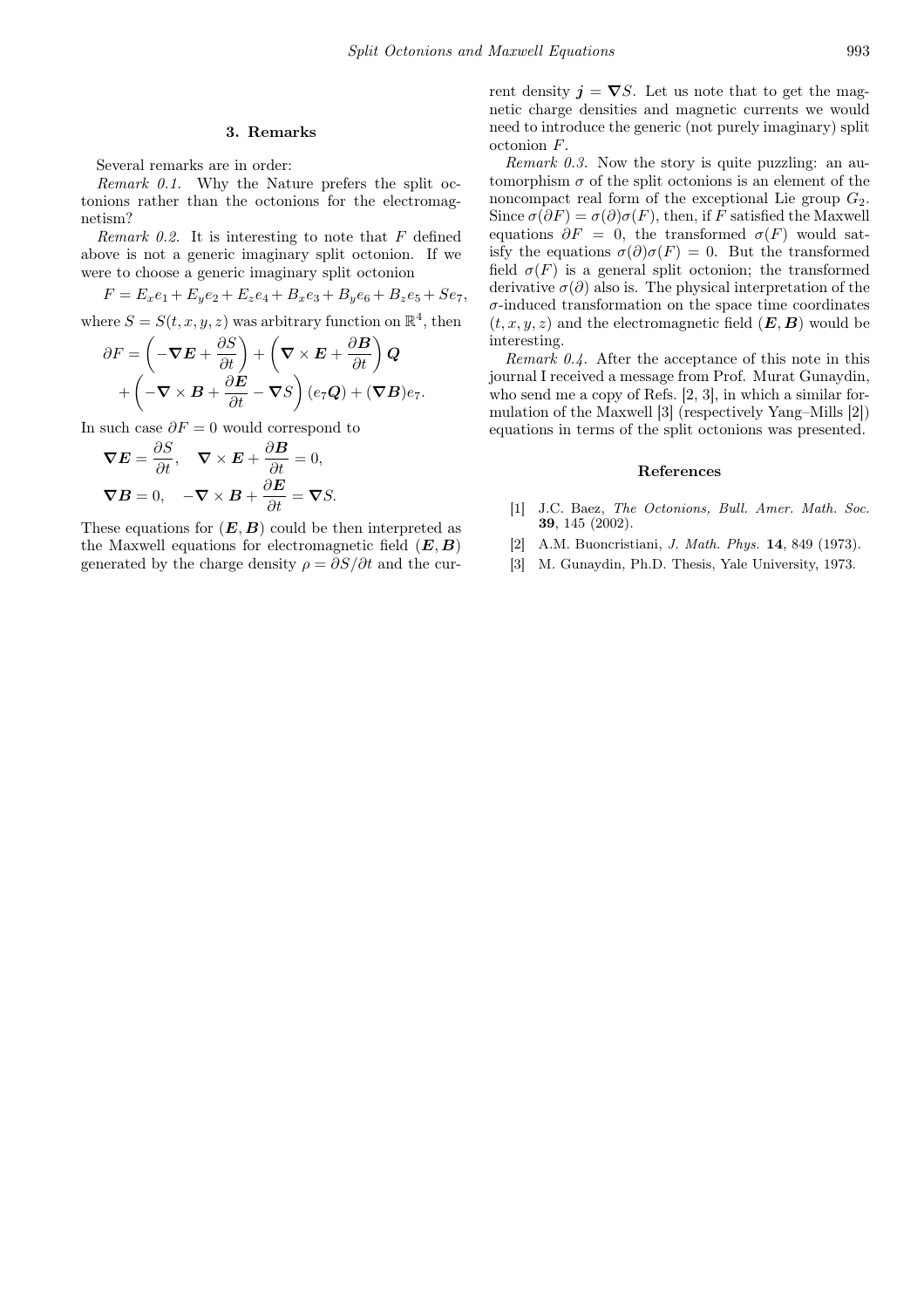## 3. Remarks

Several remarks are in order:

*Remark 0.1.* Why the Nature prefers the split octonions rather than the octonions for the electromagnetism?

*Remark 0.2.* It is interesting to note that $F$ defined above is not a generic imaginary split octonion. If we were to choose a generic imaginary split octonion

$$F = E_x e_1 + E_y e_2 + E_z e_4 + B_x e_3 + B_y e_6 + B_z e_5 + S e_7,$$

where $S = S(t, x, y, z)$ was arbitrary function on $\mathbb{R}^4$, then

$$\partial F = \left( -\boldsymbol{\nabla} \boldsymbol{E} + \frac{\partial S}{\partial t} \right) + \left( \boldsymbol{\nabla} \times \boldsymbol{E} + \frac{\partial \boldsymbol{B}}{\partial t} \right) \boldsymbol{Q} + \left( -\boldsymbol{\nabla} \times \boldsymbol{B} + \frac{\partial \boldsymbol{E}}{\partial t} - \boldsymbol{\nabla} S \right) (e_7 \boldsymbol{Q}) + (\boldsymbol{\nabla} \boldsymbol{B}) e_7.$$

In such case $\partial F = 0$ would correspond to

$$\boldsymbol{\nabla} \boldsymbol{E} = \frac{\partial S}{\partial t}, \quad \boldsymbol{\nabla} \times \boldsymbol{E} + \frac{\partial \boldsymbol{B}}{\partial t} = 0,$$

$$\boldsymbol{\nabla} \boldsymbol{B} = 0, \quad -\boldsymbol{\nabla} \times \boldsymbol{B} + \frac{\partial \boldsymbol{E}}{\partial t} = \boldsymbol{\nabla} S.$$

These equations for $(\boldsymbol{E}, \boldsymbol{B})$ could be then interpreted as the Maxwell equations for electromagnetic field $(\boldsymbol{E}, \boldsymbol{B})$ generated by the charge density $\rho = \partial S / \partial t$ and the current density $\boldsymbol{j} = \boldsymbol{\nabla} S$. Let us note that to get the magnetic charge densities and magnetic currents we would need to introduce the generic (not purely imaginary) split octonion $F$.

*Remark 0.3.* Now the story is quite puzzling: an automorphism $\sigma$ of the split octonions is an element of the noncompact real form of the exceptional Lie group $G_2$. Since $\sigma(\partial F) = \sigma(\partial)\sigma(F)$, then, if $F$ satisfied the Maxwell equations $\partial F = 0$, the transformed $\sigma(F)$ would satisfy the equations $\sigma(\partial)\sigma(F) = 0$. But the transformed field $\sigma(F)$ is a general split octonion; the transformed derivative $\sigma(\partial)$ also is. The physical interpretation of the $\sigma$-induced transformation on the space time coordinates $(t, x, y, z)$ and the electromagnetic field $(\boldsymbol{E}, \boldsymbol{B})$ would be interesting.

*Remark 0.4.* After the acceptance of this note in this journal I received a message from Prof. Murat Gunaydin, who send me a copy of Refs. [2, 3], in which a similar formulation of the Maxwell [3] (respectively Yang–Mills [2]) equations in terms of the split octonions was presented.

## References

[1] J.C. Baez, *The Octonions, Bull. Amer. Math. Soc.* **39**, 145 (2002).

[2] A.M. Buoncristiani, *J. Math. Phys.* **14**, 849 (1973).

[3] M. Gunaydin, Ph.D. Thesis, Yale University, 1973.